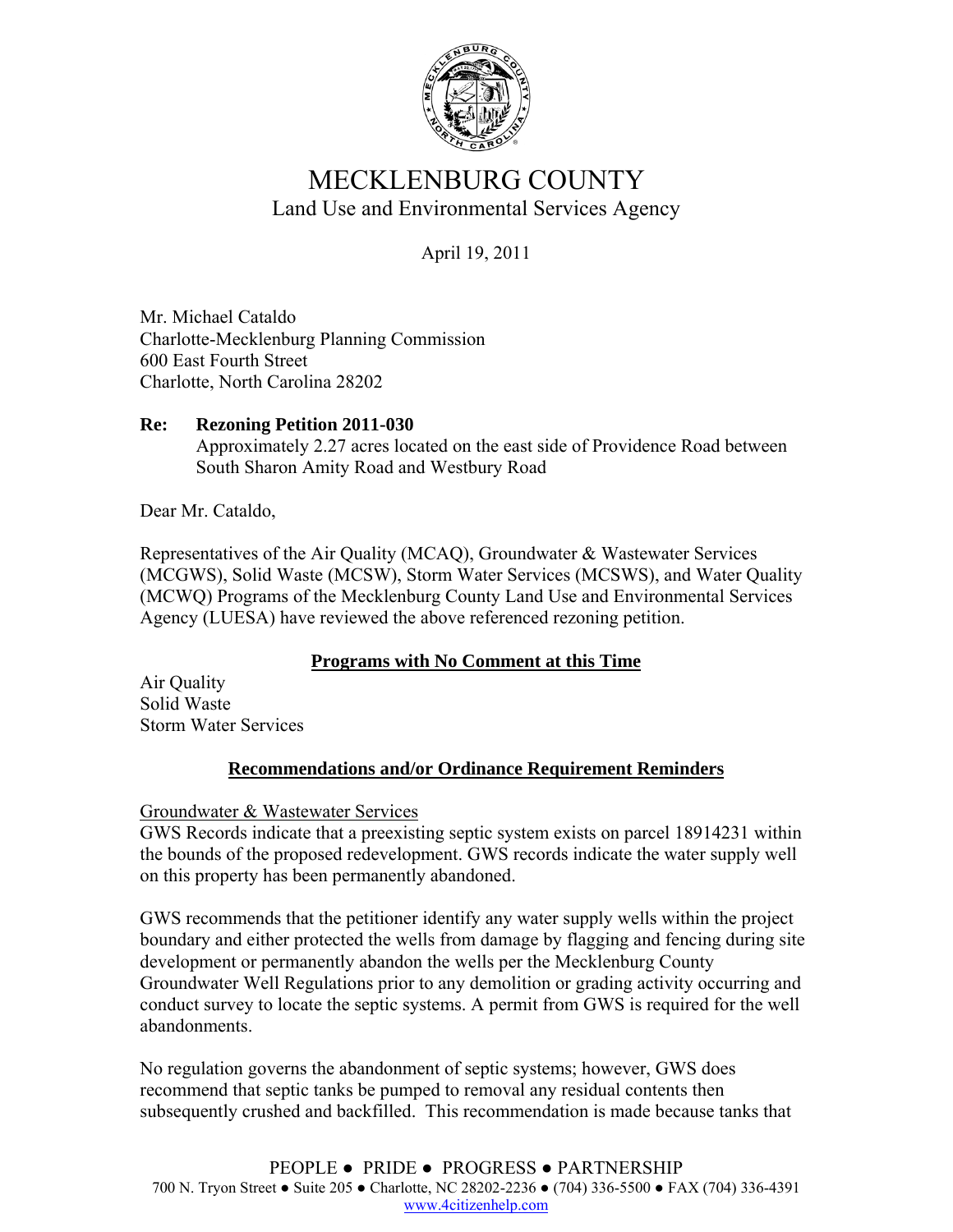# MECKLENBURG COUNTY

Land Use and Environmental Services Agency

April 19, 2011

Mr. Michael Cataldo
Charlotte-Mecklenburg Planning Commission
600 East Fourth Street
Charlotte, North Carolina 28202

**Re: Rezoning Petition 2011-030**
Approximately 2.27 acres located on the east side of Providence Road between South Sharon Amity Road and Westbury Road

Dear Mr. Cataldo,

Representatives of the Air Quality (MCAQ), Groundwater & Wastewater Services (MCGWS), Solid Waste (MCSW), Storm Water Services (MCSWS), and Water Quality (MCWQ) Programs of the Mecklenburg County Land Use and Environmental Services Agency (LUESA) have reviewed the above referenced rezoning petition.

## Programs with No Comment at this Time

Air Quality
Solid Waste
Storm Water Services

## Recommendations and/or Ordinance Requirement Reminders

### Groundwater & Wastewater Services

GWS Records indicate that a preexisting septic system exists on parcel 18914231 within the bounds of the proposed redevelopment. GWS records indicate the water supply well on this property has been permanently abandoned.

GWS recommends that the petitioner identify any water supply wells within the project boundary and either protected the wells from damage by flagging and fencing during site development or permanently abandon the wells per the Mecklenburg County Groundwater Well Regulations prior to any demolition or grading activity occurring and conduct survey to locate the septic systems. A permit from GWS is required for the well abandonments.

No regulation governs the abandonment of septic systems; however, GWS does recommend that septic tanks be pumped to removal any residual contents then subsequently crushed and backfilled. This recommendation is made because tanks that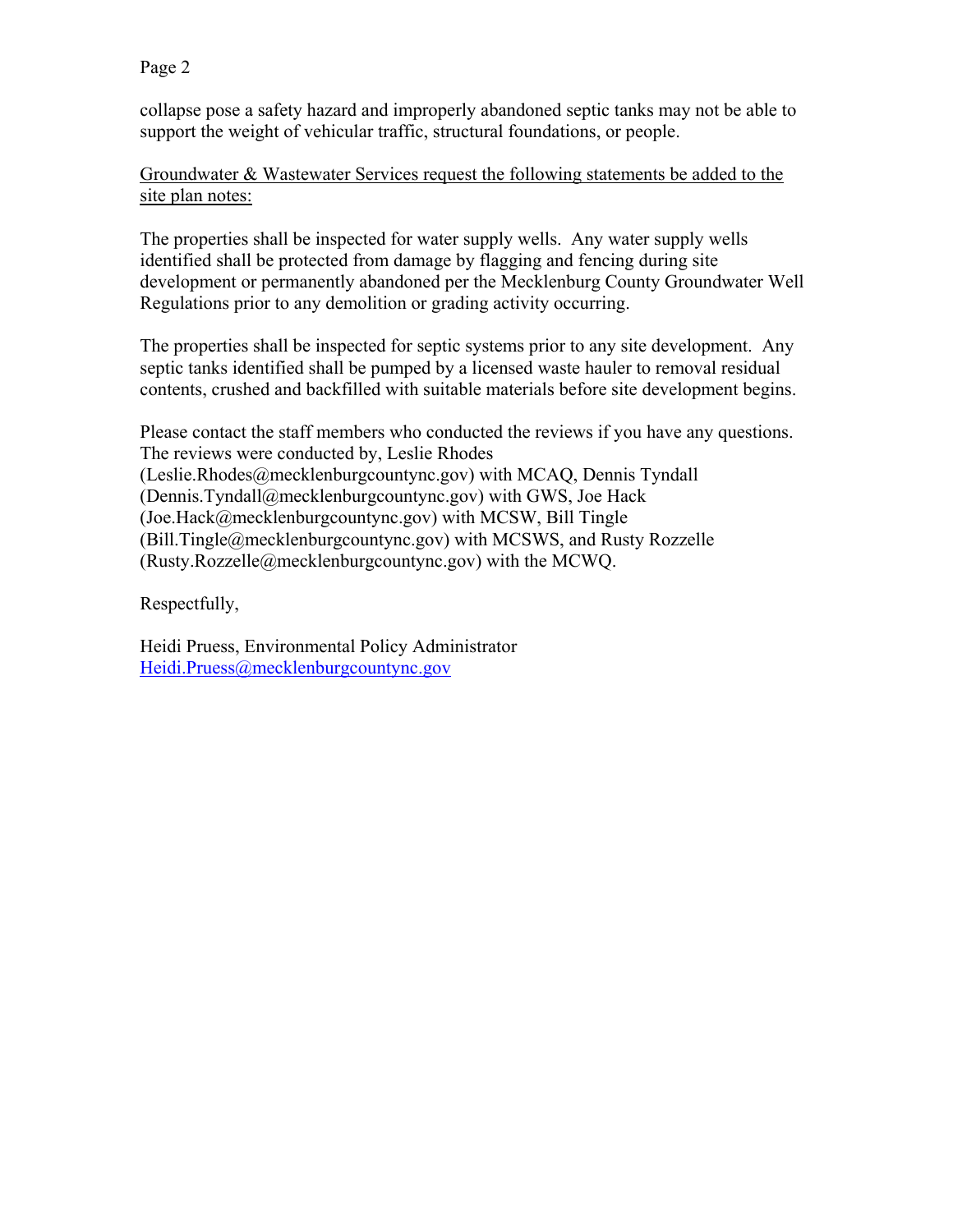collapse pose a safety hazard and improperly abandoned septic tanks may not be able to support the weight of vehicular traffic, structural foundations, or people.

<u>Groundwater & Wastewater Services request the following statements be added to the site plan notes:</u>

The properties shall be inspected for water supply wells. Any water supply wells identified shall be protected from damage by flagging and fencing during site development or permanently abandoned per the Mecklenburg County Groundwater Well Regulations prior to any demolition or grading activity occurring.

The properties shall be inspected for septic systems prior to any site development. Any septic tanks identified shall be pumped by a licensed waste hauler to removal residual contents, crushed and backfilled with suitable materials before site development begins.

Please contact the staff members who conducted the reviews if you have any questions. The reviews were conducted by, Leslie Rhodes (Leslie.Rhodes@mecklenburgcountync.gov) with MCAQ, Dennis Tyndall (Dennis.Tyndall@mecklenburgcountync.gov) with GWS, Joe Hack (Joe.Hack@mecklenburgcountync.gov) with MCSW, Bill Tingle (Bill.Tingle@mecklenburgcountync.gov) with MCSWS, and Rusty Rozzelle (Rusty.Rozzelle@mecklenburgcountync.gov) with the MCWQ.

Respectfully,

Heidi Pruess, Environmental Policy Administrator
Heidi.Pruess@mecklenburgcountync.gov